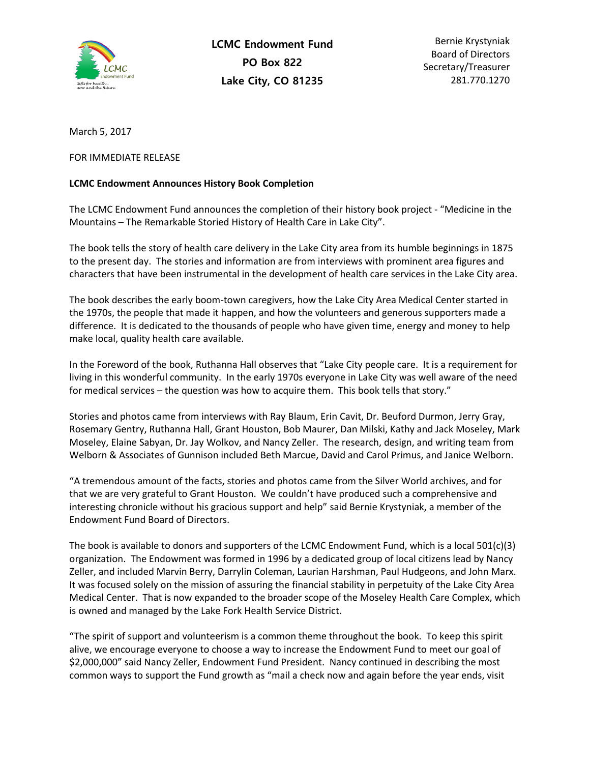**LCMC Endowment Fund**
**PO Box 822**
**Lake City, CO 81235**

Bernie Krystyniak
Board of Directors
Secretary/Treasurer
281.770.1270

March 5, 2017

FOR IMMEDIATE RELEASE

**LCMC Endowment Announces History Book Completion**

The LCMC Endowment Fund announces the completion of their history book project - "Medicine in the Mountains – The Remarkable Storied History of Health Care in Lake City".

The book tells the story of health care delivery in the Lake City area from its humble beginnings in 1875 to the present day. The stories and information are from interviews with prominent area figures and characters that have been instrumental in the development of health care services in the Lake City area.

The book describes the early boom-town caregivers, how the Lake City Area Medical Center started in the 1970s, the people that made it happen, and how the volunteers and generous supporters made a difference. It is dedicated to the thousands of people who have given time, energy and money to help make local, quality health care available.

In the Foreword of the book, Ruthanna Hall observes that "Lake City people care. It is a requirement for living in this wonderful community. In the early 1970s everyone in Lake City was well aware of the need for medical services – the question was how to acquire them. This book tells that story."

Stories and photos came from interviews with Ray Blaum, Erin Cavit, Dr. Beuford Durmon, Jerry Gray, Rosemary Gentry, Ruthanna Hall, Grant Houston, Bob Maurer, Dan Milski, Kathy and Jack Moseley, Mark Moseley, Elaine Sabyan, Dr. Jay Wolkov, and Nancy Zeller. The research, design, and writing team from Welborn & Associates of Gunnison included Beth Marcue, David and Carol Primus, and Janice Welborn.

"A tremendous amount of the facts, stories and photos came from the Silver World archives, and for that we are very grateful to Grant Houston. We couldn't have produced such a comprehensive and interesting chronicle without his gracious support and help" said Bernie Krystyniak, a member of the Endowment Fund Board of Directors.

The book is available to donors and supporters of the LCMC Endowment Fund, which is a local 501(c)(3) organization. The Endowment was formed in 1996 by a dedicated group of local citizens lead by Nancy Zeller, and included Marvin Berry, Darrylin Coleman, Laurian Harshman, Paul Hudgeons, and John Marx. It was focused solely on the mission of assuring the financial stability in perpetuity of the Lake City Area Medical Center. That is now expanded to the broader scope of the Moseley Health Care Complex, which is owned and managed by the Lake Fork Health Service District.

"The spirit of support and volunteerism is a common theme throughout the book. To keep this spirit alive, we encourage everyone to choose a way to increase the Endowment Fund to meet our goal of $2,000,000" said Nancy Zeller, Endowment Fund President. Nancy continued in describing the most common ways to support the Fund growth as "mail a check now and again before the year ends, visit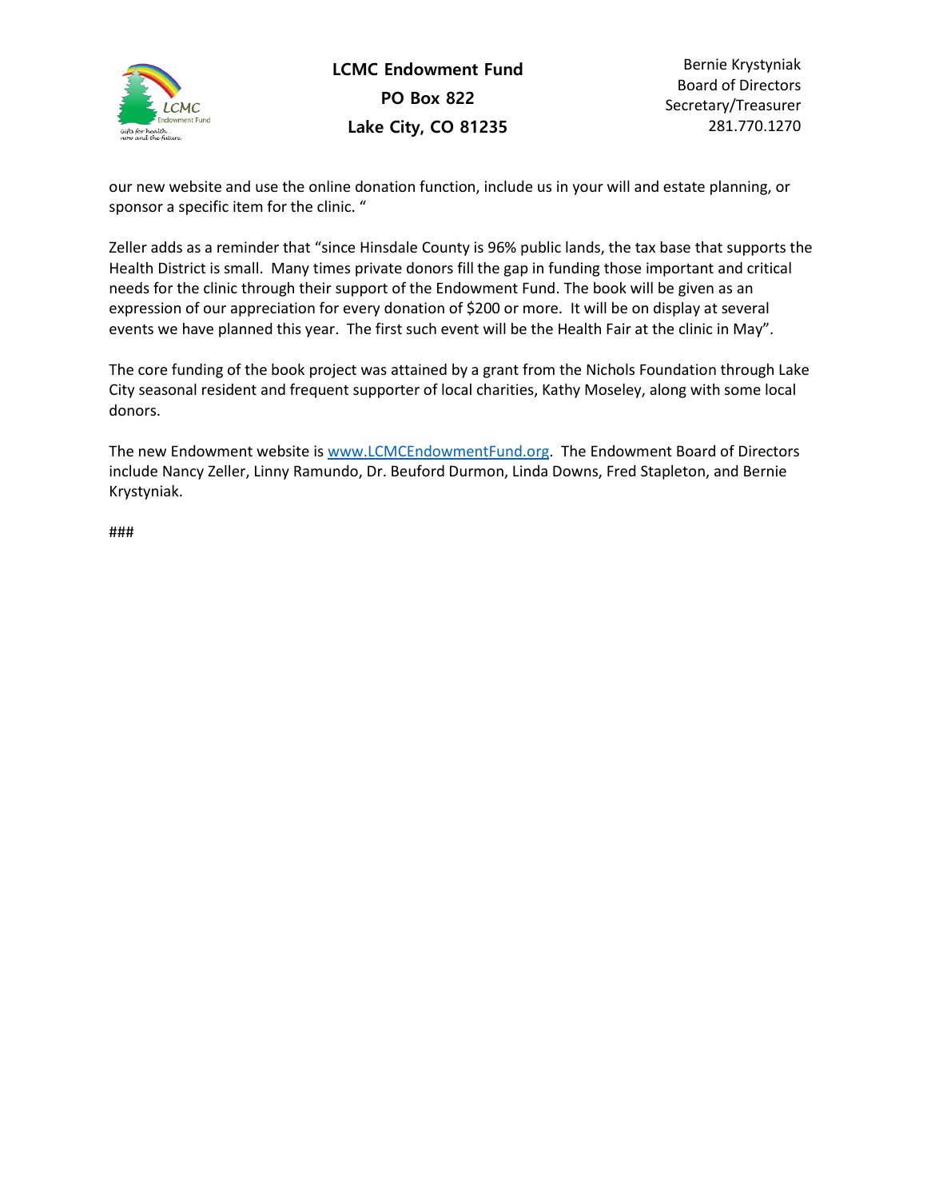our new website and use the online donation function, include us in your will and estate planning, or sponsor a specific item for the clinic. "

Zeller adds as a reminder that "since Hinsdale County is 96% public lands, the tax base that supports the Health District is small. Many times private donors fill the gap in funding those important and critical needs for the clinic through their support of the Endowment Fund. The book will be given as an expression of our appreciation for every donation of $200 or more. It will be on display at several events we have planned this year. The first such event will be the Health Fair at the clinic in May".

The core funding of the book project was attained by a grant from the Nichols Foundation through Lake City seasonal resident and frequent supporter of local charities, Kathy Moseley, along with some local donors.

The new Endowment website is [www.LCMCEndowmentFund.org](http://www.LCMCEndowmentFund.org). The Endowment Board of Directors include Nancy Zeller, Linny Ramundo, Dr. Beuford Durmon, Linda Downs, Fred Stapleton, and Bernie Krystyniak.

###